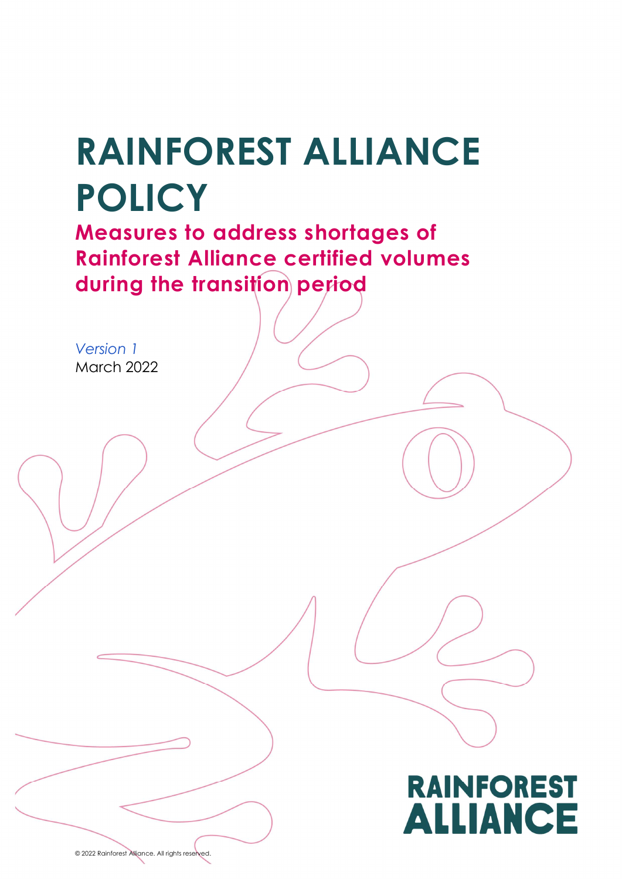# RAINFOREST ALLIANCE POLICY

## Measures to address shortages of Rainforest Alliance certified volumes during the transition period

*Version 1*
March 2022

RAINFOREST ALLIANCE

© 2022 Rainforest Alliance. All rights reserved.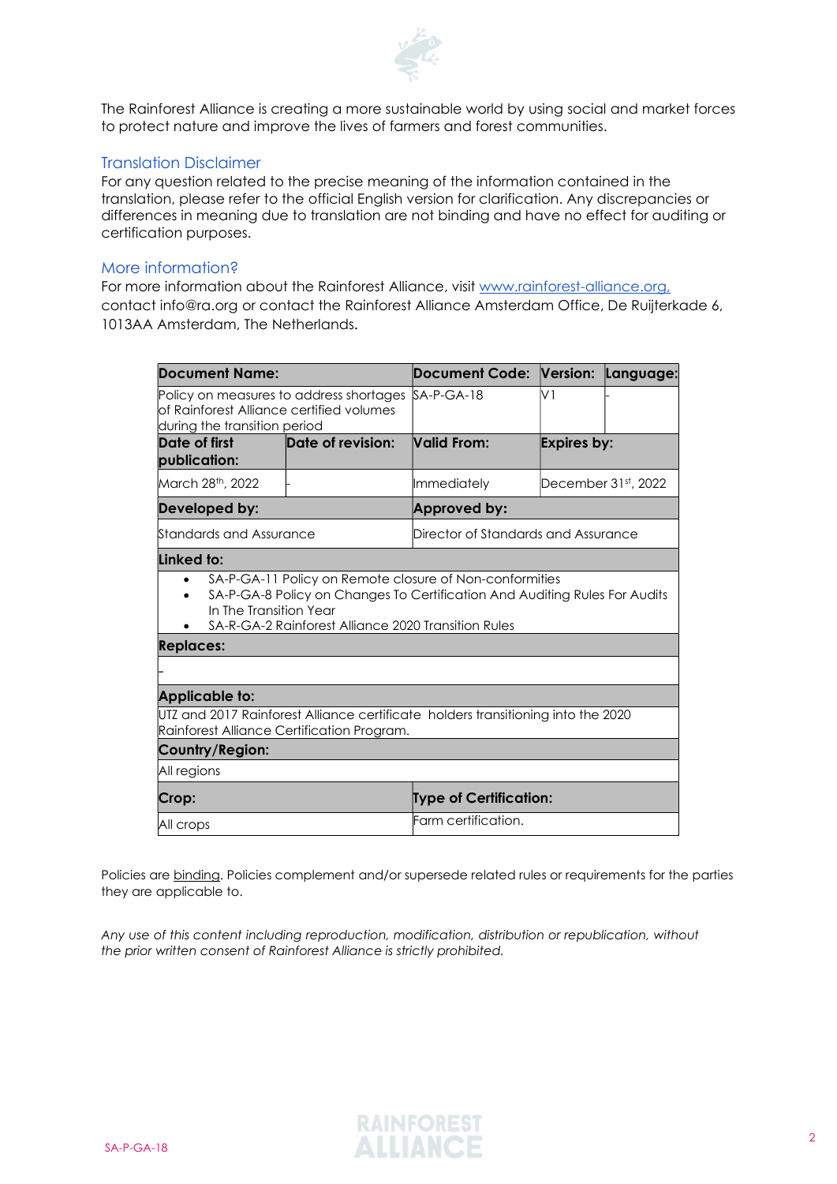The Rainforest Alliance is creating a more sustainable world by using social and market forces to protect nature and improve the lives of farmers and forest communities.

## Translation Disclaimer

For any question related to the precise meaning of the information contained in the translation, please refer to the official English version for clarification. Any discrepancies or differences in meaning due to translation are not binding and have no effect for auditing or certification purposes.

## More information?

For more information about the Rainforest Alliance, visit www.rainforest-alliance.org, contact info@ra.org or contact the Rainforest Alliance Amsterdam Office, De Ruijterkade 6, 1013AA Amsterdam, The Netherlands.

| **Document Name:** | | **Document Code:** | **Version:** | **Language:** |
|---|---|---|---|---|
| Policy on measures to address shortages of Rainforest Alliance certified volumes during the transition period | | SA-P-GA-18 | V1 | - |
| **Date of first publication:** | **Date of revision:** | **Valid From:** | **Expires by:** | |
| March 28th, 2022 | - | Immediately | December 31st, 2022 | |
| **Developed by:** | | **Approved by:** | | |
| Standards and Assurance | | Director of Standards and Assurance | | |
| **Linked to:** | | | | |
| • SA-P-GA-11 Policy on Remote closure of Non-conformities<br>• SA-P-GA-8 Policy on Changes To Certification And Auditing Rules For Audits In The Transition Year<br>• SA-R-GA-2 Rainforest Alliance 2020 Transition Rules | | | | |
| **Replaces:** | | | | |
| - | | | | |
| **Applicable to:** | | | | |
| UTZ and 2017 Rainforest Alliance certificate holders transitioning into the 2020 Rainforest Alliance Certification Program. | | | | |
| **Country/Region:** | | | | |
| All regions | | | | |
| **Crop:** | | **Type of Certification:** | | |
| All crops | | Farm certification. | | |

Policies are binding. Policies complement and/or supersede related rules or requirements for the parties they are applicable to.

*Any use of this content including reproduction, modification, distribution or republication, without the prior written consent of Rainforest Alliance is strictly prohibited.*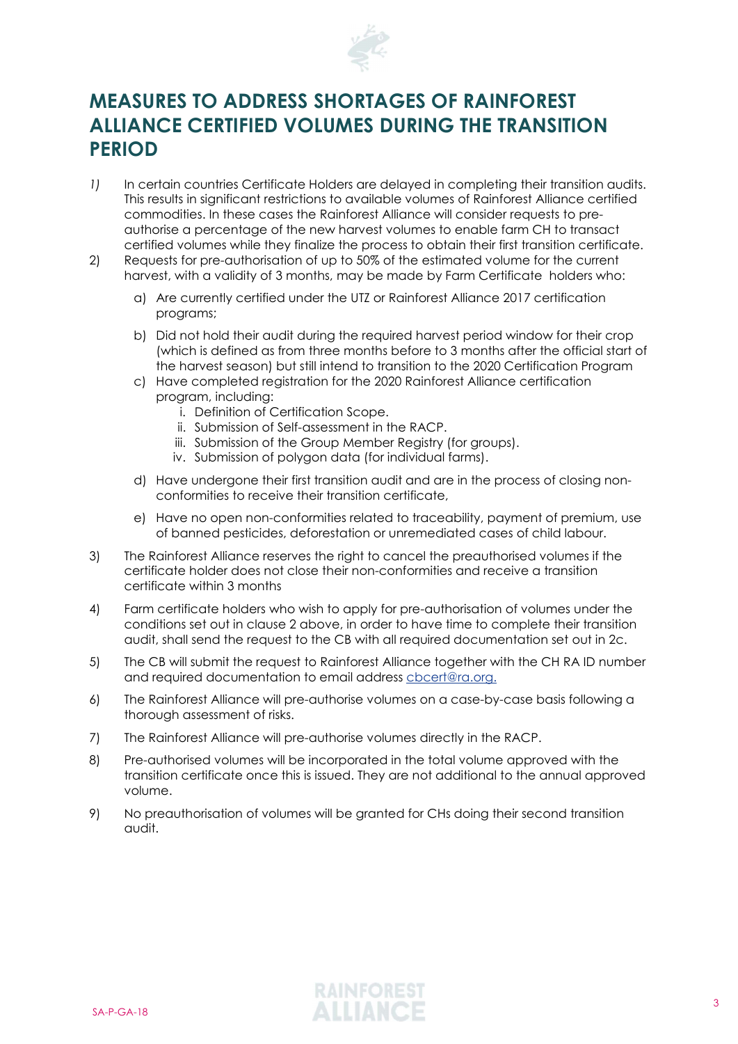# MEASURES TO ADDRESS SHORTAGES OF RAINFOREST ALLIANCE CERTIFIED VOLUMES DURING THE TRANSITION PERIOD

1) In certain countries Certificate Holders are delayed in completing their transition audits. This results in significant restrictions to available volumes of Rainforest Alliance certified commodities. In these cases the Rainforest Alliance will consider requests to pre-authorise a percentage of the new harvest volumes to enable farm CH to transact certified volumes while they finalize the process to obtain their first transition certificate.

2) Requests for pre-authorisation of up to 50% of the estimated volume for the current harvest, with a validity of 3 months, may be made by Farm Certificate holders who:

   a) Are currently certified under the UTZ or Rainforest Alliance 2017 certification programs;

   b) Did not hold their audit during the required harvest period window for their crop (which is defined as from three months before to 3 months after the official start of the harvest season) but still intend to transition to the 2020 Certification Program

   c) Have completed registration for the 2020 Rainforest Alliance certification program, including:
      i. Definition of Certification Scope.
      ii. Submission of Self-assessment in the RACP.
      iii. Submission of the Group Member Registry (for groups).
      iv. Submission of polygon data (for individual farms).

   d) Have undergone their first transition audit and are in the process of closing non-conformities to receive their transition certificate,

   e) Have no open non-conformities related to traceability, payment of premium, use of banned pesticides, deforestation or unremediated cases of child labour.

3) The Rainforest Alliance reserves the right to cancel the preauthorised volumes if the certificate holder does not close their non-conformities and receive a transition certificate within 3 months

4) Farm certificate holders who wish to apply for pre-authorisation of volumes under the conditions set out in clause 2 above, in order to have time to complete their transition audit, shall send the request to the CB with all required documentation set out in 2c.

5) The CB will submit the request to Rainforest Alliance together with the CH RA ID number and required documentation to email address cbcert@ra.org.

6) The Rainforest Alliance will pre-authorise volumes on a case-by-case basis following a thorough assessment of risks.

7) The Rainforest Alliance will pre-authorise volumes directly in the RACP.

8) Pre-authorised volumes will be incorporated in the total volume approved with the transition certificate once this is issued. They are not additional to the annual approved volume.

9) No preauthorisation of volumes will be granted for CHs doing their second transition audit.